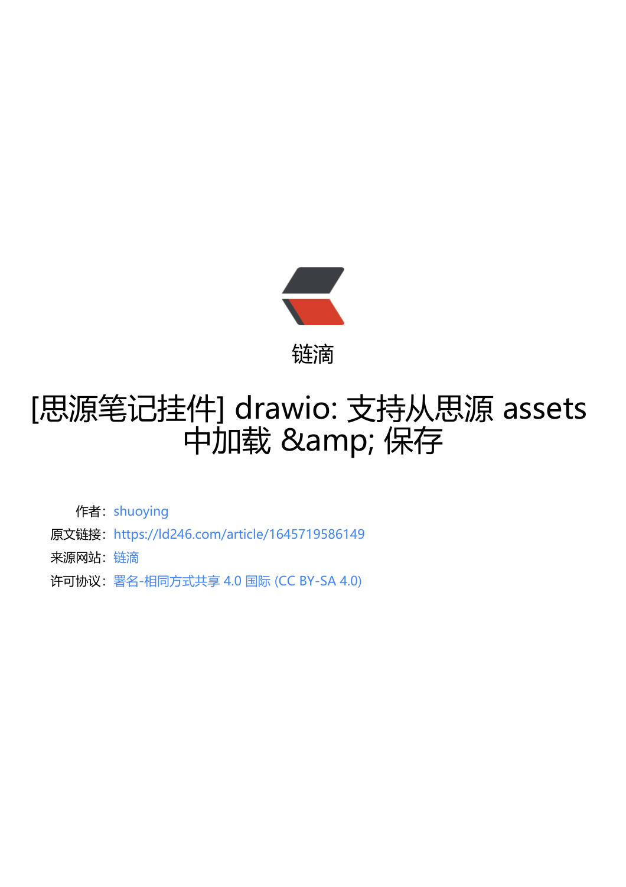链滴

# [思源笔记挂件] drawio: 支持从思源 assets 中加载 &amp; 保存

作者：shuoying

原文链接：https://ld246.com/article/1645719586149

来源网站：链滴

许可协议：署名-相同方式共享 4.0 国际 (CC BY-SA 4.0)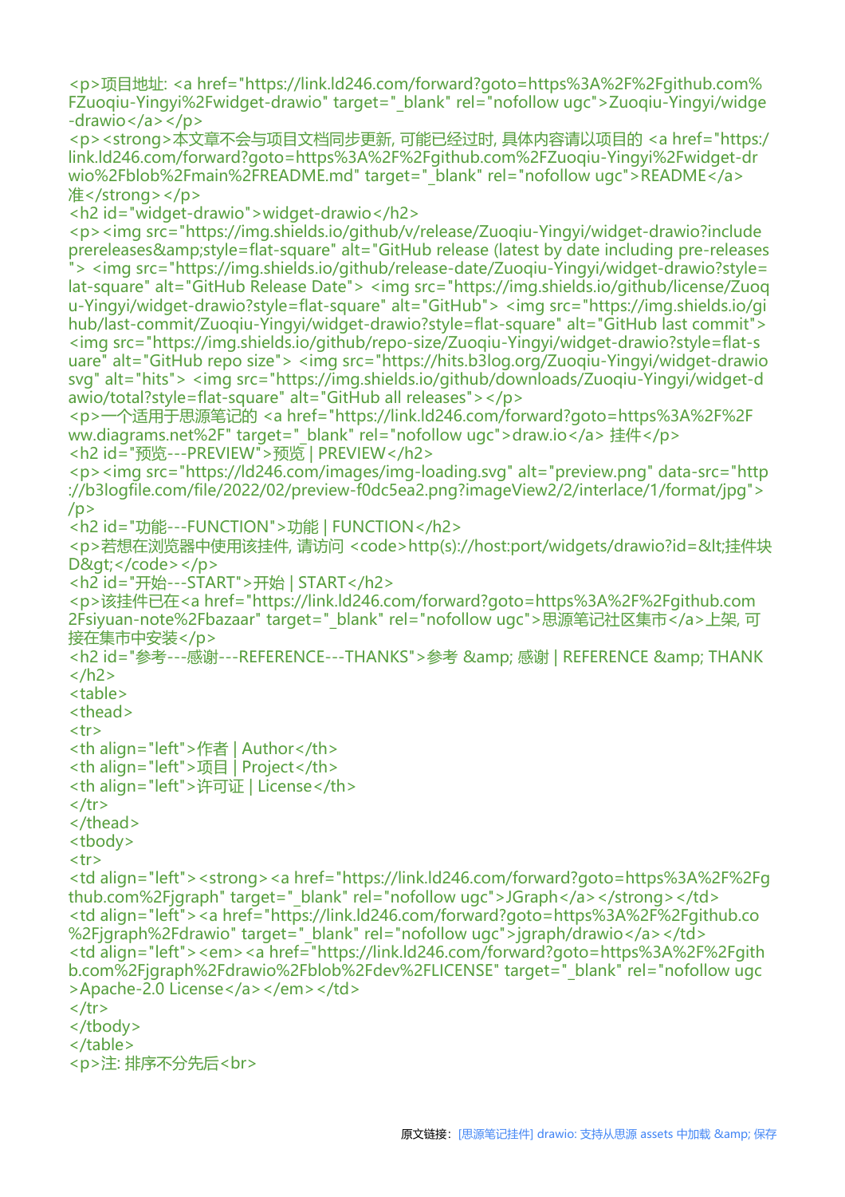```html
<p>项目地址: <a href="https://link.ld246.com/forward?goto=https%3A%2F%2Fgithub.com%2FZuoqiu-Yingyi%2Fwidget-drawio" target="_blank" rel="nofollow ugc">Zuoqiu-Yingyi/widget-drawio</a></p>
<p><strong>本文章不会与项目文档同步更新, 可能已经过时, 具体内容请以项目的 <a href="https://link.ld246.com/forward?goto=https%3A%2F%2Fgithub.com%2FZuoqiu-Yingyi%2Fwidget-drawio%2Fblob%2Fmain%2FREADME.md" target="_blank" rel="nofollow ugc">README</a> 准</strong></p>
<h2 id="widget-drawio">widget-drawio</h2>
<p><img src="https://img.shields.io/github/v/release/Zuoqiu-Yingyi/widget-drawio?include_prereleases&amp;style=flat-square" alt="GitHub release (latest by date including pre-releases)"> <img src="https://img.shields.io/github/release-date/Zuoqiu-Yingyi/widget-drawio?style=flat-square" alt="GitHub Release Date"> <img src="https://img.shields.io/github/license/Zuoqiu-Yingyi/widget-drawio?style=flat-square" alt="GitHub"> <img src="https://img.shields.io/github/last-commit/Zuoqiu-Yingyi/widget-drawio?style=flat-square" alt="GitHub last commit"> <img src="https://img.shields.io/github/repo-size/Zuoqiu-Yingyi/widget-drawio?style=flat-square" alt="GitHub repo size"> <img src="https://hits.b3log.org/Zuoqiu-Yingyi/widget-drawio.svg" alt="hits"> <img src="https://img.shields.io/github/downloads/Zuoqiu-Yingyi/widget-drawio/total?style=flat-square" alt="GitHub all releases"></p>
<p>一个适用于思源笔记的 <a href="https://link.ld246.com/forward?goto=https%3A%2F%2Fwww.diagrams.net%2F" target="_blank" rel="nofollow ugc">draw.io</a> 挂件</p>
<h2 id="预览---PREVIEW">预览 | PREVIEW</h2>
<p><img src="https://ld246.com/images/img-loading.svg" alt="preview.png" data-src="https://b3logfile.com/file/2022/02/preview-f0dc5ea2.png?imageView2/2/interlace/1/format/jpg"></p>
<h2 id="功能---FUNCTION">功能 | FUNCTION</h2>
<p>若想在浏览器中使用该挂件, 请访问 <code>http(s)://host:port/widgets/drawio?id=&lt;挂件块ID&gt;</code></p>
<h2 id="开始---START">开始 | START</h2>
<p>该挂件已在<a href="https://link.ld246.com/forward?goto=https%3A%2F%2Fgithub.com%2Fsiyuan-note%2Fbazaar" target="_blank" rel="nofollow ugc">思源笔记社区集市</a>上架, 可直接在集市中安装</p>
<h2 id="参考---感谢---REFERENCE---THANKS">参考 &amp; 感谢 | REFERENCE &amp; THANKS</h2>
<table>
<thead>
<tr>
<th align="left">作者 | Author</th>
<th align="left">项目 | Project</th>
<th align="left">许可证 | License</th>
</tr>
</thead>
<tbody>
<tr>
<td align="left"><strong><a href="https://link.ld246.com/forward?goto=https%3A%2F%2Fgithub.com%2Fjgraph" target="_blank" rel="nofollow ugc">JGraph</a></strong></td>
<td align="left"><a href="https://link.ld246.com/forward?goto=https%3A%2F%2Fgithub.com%2Fjgraph%2Fdrawio" target="_blank" rel="nofollow ugc">jgraph/drawio</a></td>
<td align="left"><em><a href="https://link.ld246.com/forward?goto=https%3A%2F%2Fgithub.com%2Fjgraph%2Fdrawio%2Fblob%2Fdev%2FLICENSE" target="_blank" rel="nofollow ugc">Apache-2.0 License</a></em></td>
</tr>
</tbody>
</table>
<p>注: 排序不分先后<br>
```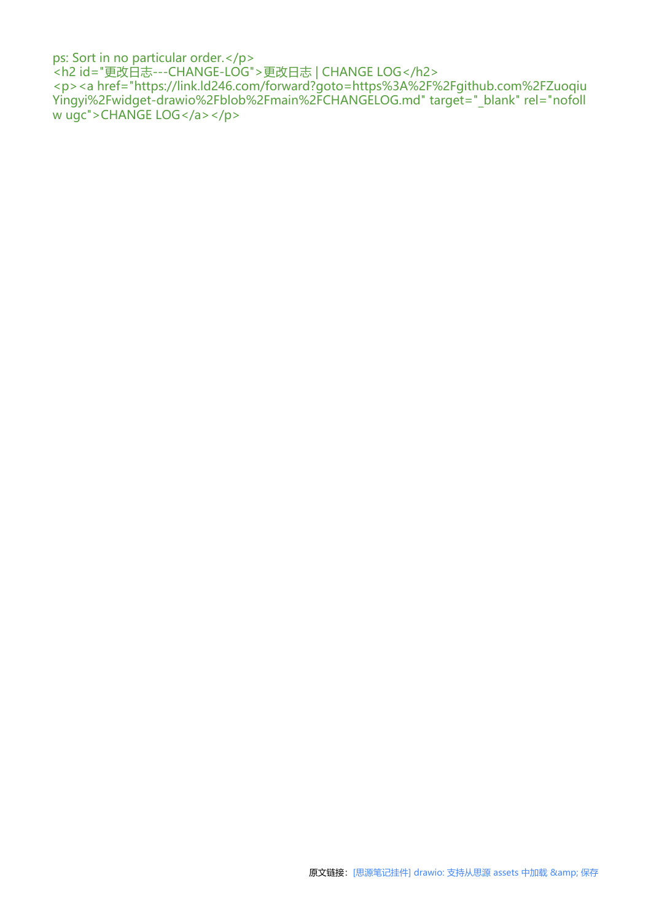ps: Sort in no particular order.</p>
<h2 id="更改日志---CHANGE-LOG">更改日志 | CHANGE LOG</h2>
<p><a href="https://link.ld246.com/forward?goto=https%3A%2F%2Fgithub.com%2FZuoqiuYingyi%2Fwidget-drawio%2Fblob%2Fmain%2FCHANGELOG.md" target="_blank" rel="nofollow ugc">CHANGE LOG</a></p>

原文链接：[思源笔记挂件] drawio: 支持从思源 assets 中加载 &amp; 保存